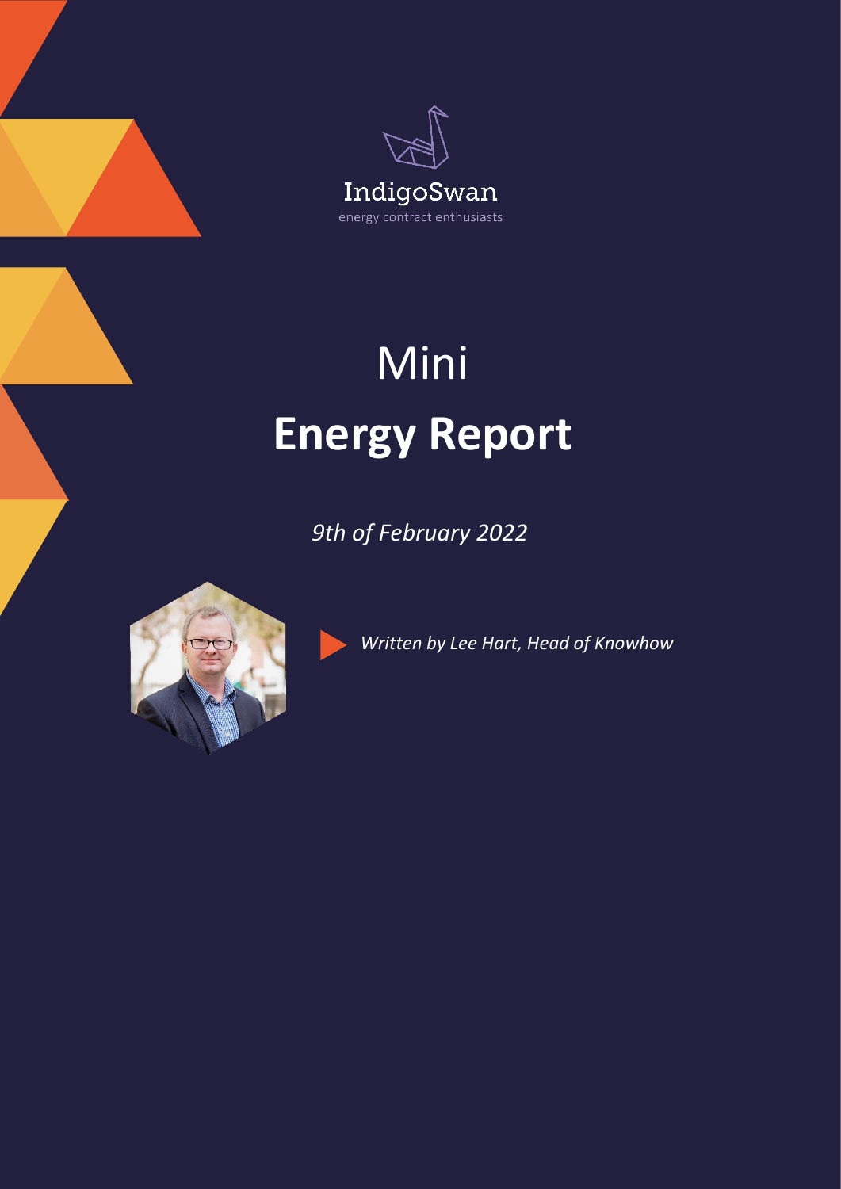IndigoSwan

energy contract enthusiasts

# Mini
# **Energy Report**

*9th of February 2022*

*Written by Lee Hart, Head of Knowhow*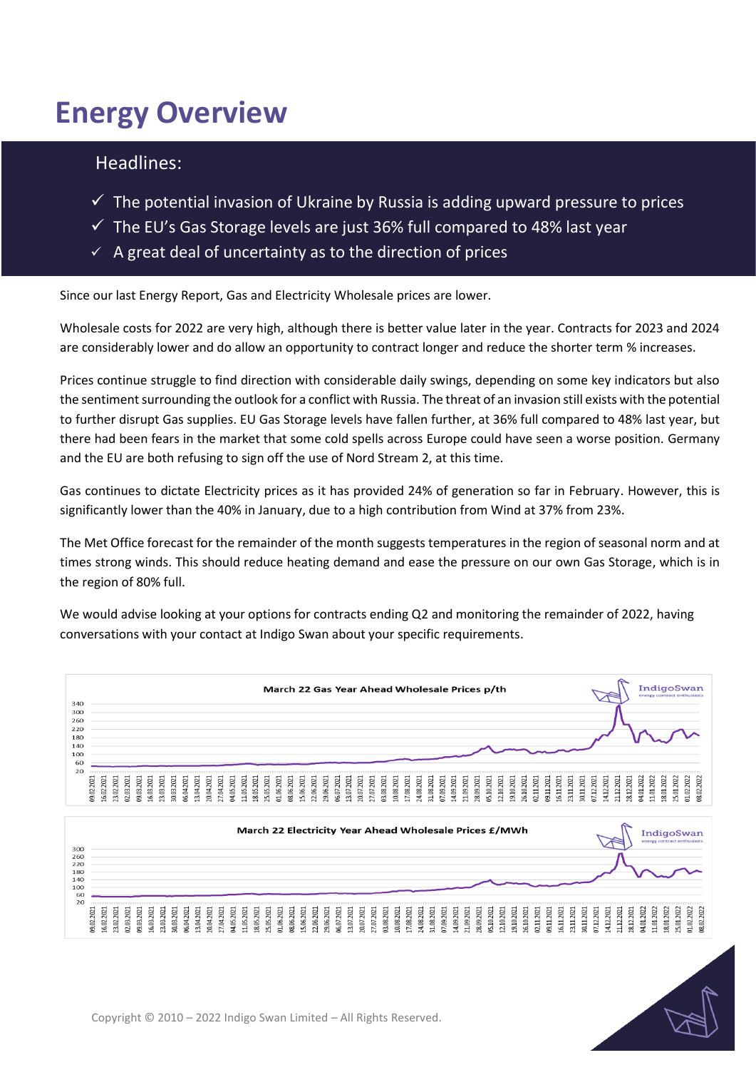# Energy Overview

## Headlines:

- ✓ The potential invasion of Ukraine by Russia is adding upward pressure to prices
- ✓ The EU's Gas Storage levels are just 36% full compared to 48% last year
- ✓ A great deal of uncertainty as to the direction of prices

Since our last Energy Report, Gas and Electricity Wholesale prices are lower.

Wholesale costs for 2022 are very high, although there is better value later in the year. Contracts for 2023 and 2024 are considerably lower and do allow an opportunity to contract longer and reduce the shorter term % increases.

Prices continue struggle to find direction with considerable daily swings, depending on some key indicators but also the sentiment surrounding the outlook for a conflict with Russia. The threat of an invasion still exists with the potential to further disrupt Gas supplies. EU Gas Storage levels have fallen further, at 36% full compared to 48% last year, but there had been fears in the market that some cold spells across Europe could have seen a worse position. Germany and the EU are both refusing to sign off the use of Nord Stream 2, at this time.

Gas continues to dictate Electricity prices as it has provided 24% of generation so far in February. However, this is significantly lower than the 40% in January, due to a high contribution from Wind at 37% from 23%.

The Met Office forecast for the remainder of the month suggests temperatures in the region of seasonal norm and at times strong winds. This should reduce heating demand and ease the pressure on our own Gas Storage, which is in the region of 80% full.

We would advise looking at your options for contracts ending Q2 and monitoring the remainder of 2022, having conversations with your contact at Indigo Swan about your specific requirements.

March 22 Gas Year Ahead Wholesale Prices p/th

IndigoSwan
energy contract enthusiasts

340
300
260
220
180
140
100
60
20

09.02.2021 16.02.2021 23.02.2021 02.03.2021 09.03.2021 16.03.2021 23.03.2021 30.03.2021 06.04.2021 13.04.2021 20.04.2021 27.04.2021 04.05.2021 11.05.2021 18.05.2021 25.05.2021 01.06.2021 08.06.2021 15.06.2021 22.06.2021 29.06.2021 06.07.2021 13.07.2021 20.07.2021 27.07.2021 03.08.2021 10.08.2021 17.08.2021 24.08.2021 31.08.2021 07.09.2021 14.09.2021 21.09.2021 28.09.2021 05.10.2021 12.10.2021 19.10.2021 26.10.2021 02.11.2021 09.11.2021 16.11.2021 23.11.2021 30.11.2021 07.12.2021 14.12.2021 21.12.2021 28.12.2021 04.01.2022 11.01.2022 18.01.2022 25.01.2022 01.02.2022 08.02.2022

March 22 Electricity Year Ahead Wholesale Prices £/MWh

IndigoSwan
energy contract enthusiasts

300
260
220
180
140
100
60
20

09.02.2021 16.02.2021 23.02.2021 02.03.2021 09.03.2021 16.03.2021 23.03.2021 30.03.2021 06.04.2021 13.04.2021 20.04.2021 27.04.2021 04.05.2021 11.05.2021 18.05.2021 25.05.2021 01.06.2021 08.06.2021 15.06.2021 22.06.2021 29.06.2021 06.07.2021 13.07.2021 20.07.2021 27.07.2021 03.08.2021 10.08.2021 17.08.2021 24.08.2021 31.08.2021 07.09.2021 14.09.2021 21.09.2021 28.09.2021 05.10.2021 12.10.2021 19.10.2021 26.10.2021 02.11.2021 09.11.2021 16.11.2021 23.11.2021 30.11.2021 07.12.2021 14.12.2021 21.12.2021 28.12.2021 04.01.2022 11.01.2022 18.01.2022 25.01.2022 01.02.2022 08.02.2022

Copyright © 2010 – 2022 Indigo Swan Limited – All Rights Reserved.